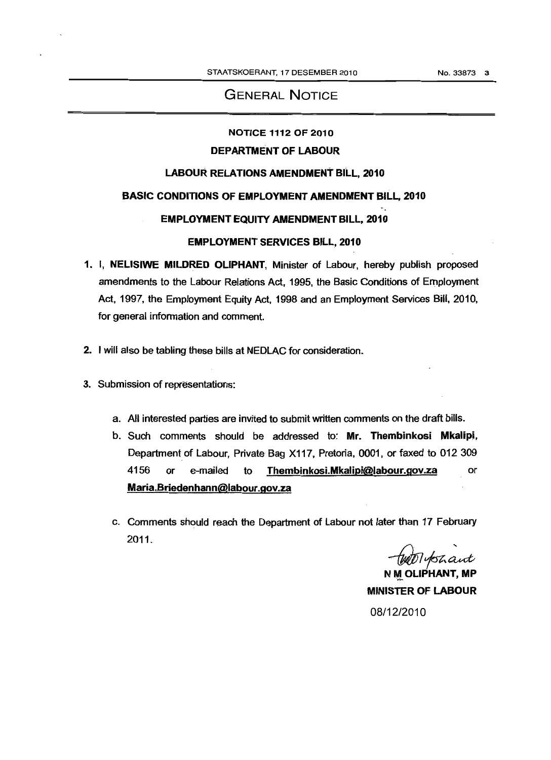# GENERAL NOTICE

## NOTICE 1112 OF 2010

## DEPARTMENT OF LABOUR

## LABOUR RELATIONS AMENDMENT BILL, 2010

## BASIC CONDITIONS OF EMPLOYMENT AMENDMENT BILL, 2010

## EMPLOYMENT EQUITY AMENDMENT BILL, 2010

## EMPLOYMENT SERVICES BILL, 2010

1. I, **NELISIWE MILDRED OLIPHANT**, Minister of Labour, hereby publish proposed amendments to the Labour Relations Act, 1995, the Basic Conditions of Employment Act, 1997, the Employment Equity Act, 1998 and an Employment Services Bill, 2010, for general information and comment.

2. I will also be tabling these bills at NEDLAC for consideration.

3. Submission of representations:

    a. All interested parties are invited to submit written comments on the draft bills.

    b. Such comments should be addressed to: **Mr. Thembinkosi Mkalipi**, Department of Labour, Private Bag X117, Pretoria, 0001, or faxed to 012 309 4156 or e-mailed to **Thembinkosi.Mkalipi@labour.gov.za** or **Maria.Briedenhann@labour.gov.za**

    c. Comments should reach the Department of Labour not later than 17 February 2011.

**N M OLIPHANT, MP**
**MINISTER OF LABOUR**
08/12/2010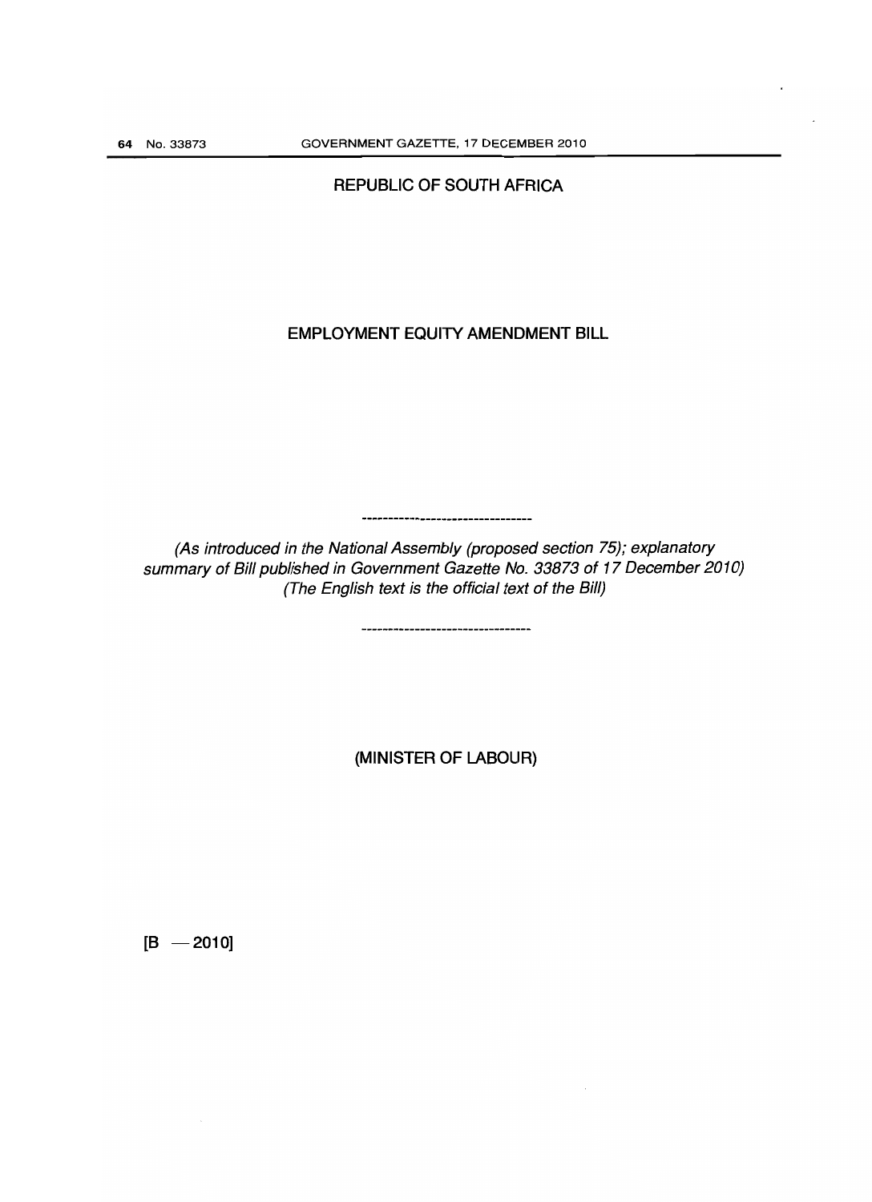# REPUBLIC OF SOUTH AFRICA

## EMPLOYMENT EQUITY AMENDMENT BILL

---

*(As introduced in the National Assembly (proposed section 75); explanatory summary of Bill published in Government Gazette No. 33873 of 17 December 2010)*
*(The English text is the official text of the Bill)*

---

(MINISTER OF LABOUR)

[B —2010]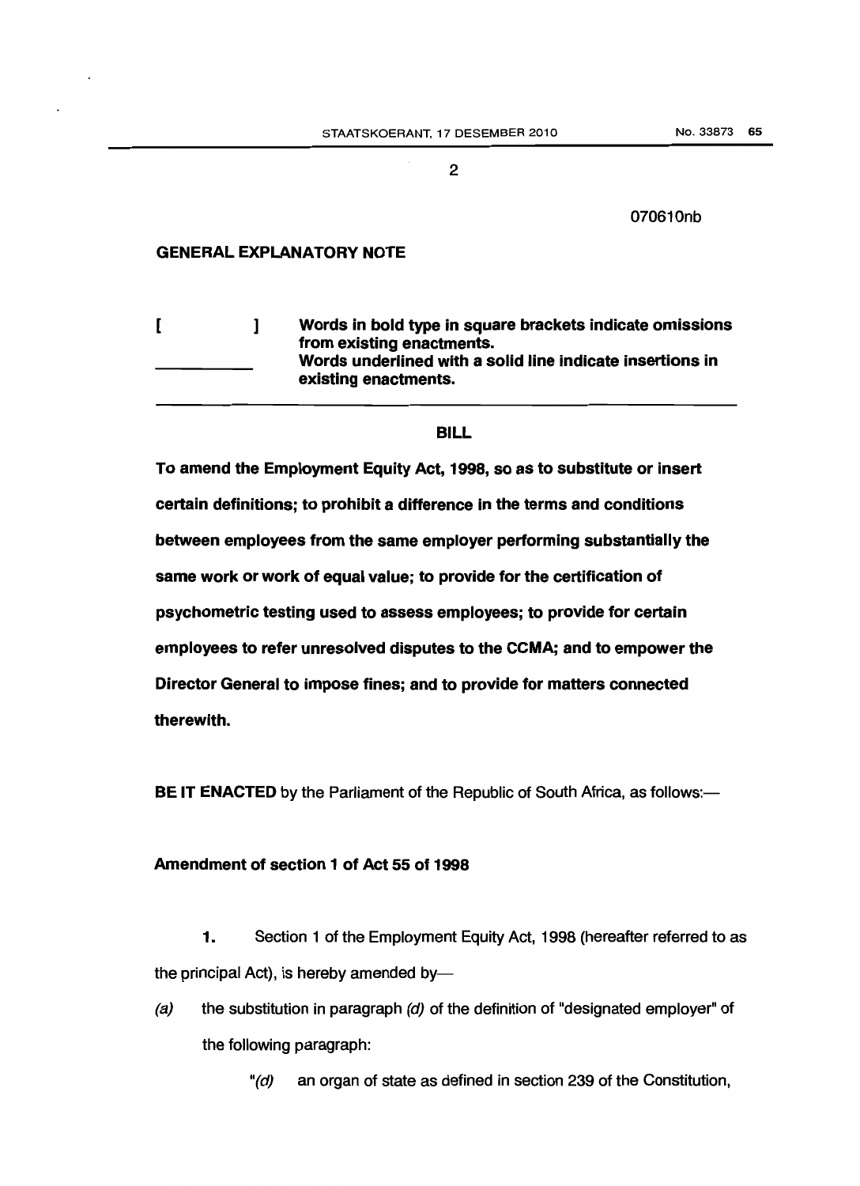2

070610nb

**GENERAL EXPLANATORY NOTE**

| | |
|---|---|
| **[ ]** | **Words in bold type in square brackets indicate omissions from existing enactments.** |
| ________ | **Words underlined with a solid line indicate insertions in existing enactments.** |

---

## BILL

**To amend the Employment Equity Act, 1998, so as to substitute or insert certain definitions; to prohibit a difference in the terms and conditions between employees from the same employer performing substantially the same work or work of equal value; to provide for the certification of psychometric testing used to assess employees; to provide for certain employees to refer unresolved disputes to the CCMA; and to empower the Director General to impose fines; and to provide for matters connected therewith.**

**BE IT ENACTED** by the Parliament of the Republic of South Africa, as follows:—

### Amendment of section 1 of Act 55 of 1998

**1.** Section 1 of the Employment Equity Act, 1998 (hereafter referred to as the principal Act), is hereby amended by—

*(a)* the substitution in paragraph *(d)* of the definition of "designated employer" of the following paragraph:

"*(d)* an organ of state as defined in section 239 of the Constitution,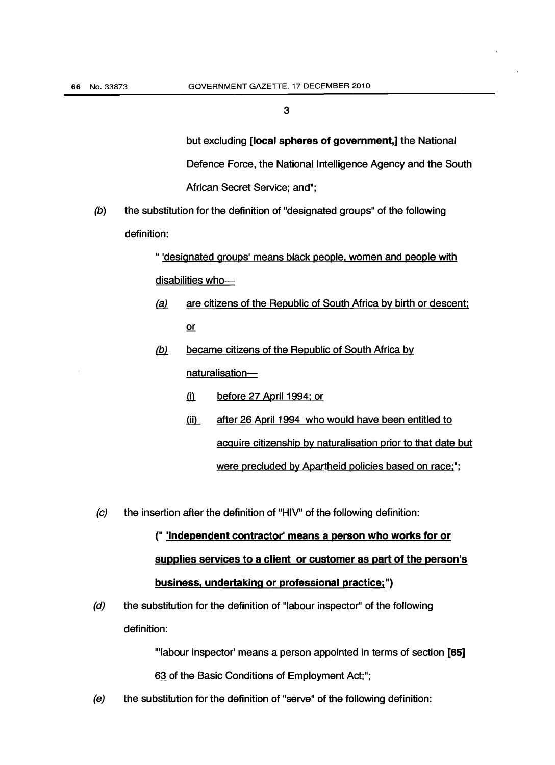3

but excluding **[local spheres of government,]** the National Defence Force, the National Intelligence Agency and the South African Secret Service; and";

*(b)* the substitution for the definition of "designated groups" of the following definition:

" <u>'designated groups' means black people, women and people with disabilities who—</u>

*<u>(a)</u>* <u>are citizens of the Republic of South Africa by birth or descent; or</u>

*<u>(b)</u>* <u>became citizens of the Republic of South Africa by naturalisation—</u>

<u>(i)</u> <u>before 27 April 1994; or</u>

<u>(ii)</u> <u>after 26 April 1994 who would have been entitled to acquire citizenship by naturalisation prior to that date but were precluded by Apartheid policies based on race;</u>";

*(c)* the insertion after the definition of "HIV" of the following definition:

**(" <u>'independent contractor' means a person who works for or supplies services to a client or customer as part of the person's business, undertaking or professional practice;</u>")**

*(d)* the substitution for the definition of "labour inspector" of the following definition:

"'labour inspector' means a person appointed in terms of section **[65]** <u>63</u> of the Basic Conditions of Employment Act;";

*(e)* the substitution for the definition of "serve" of the following definition: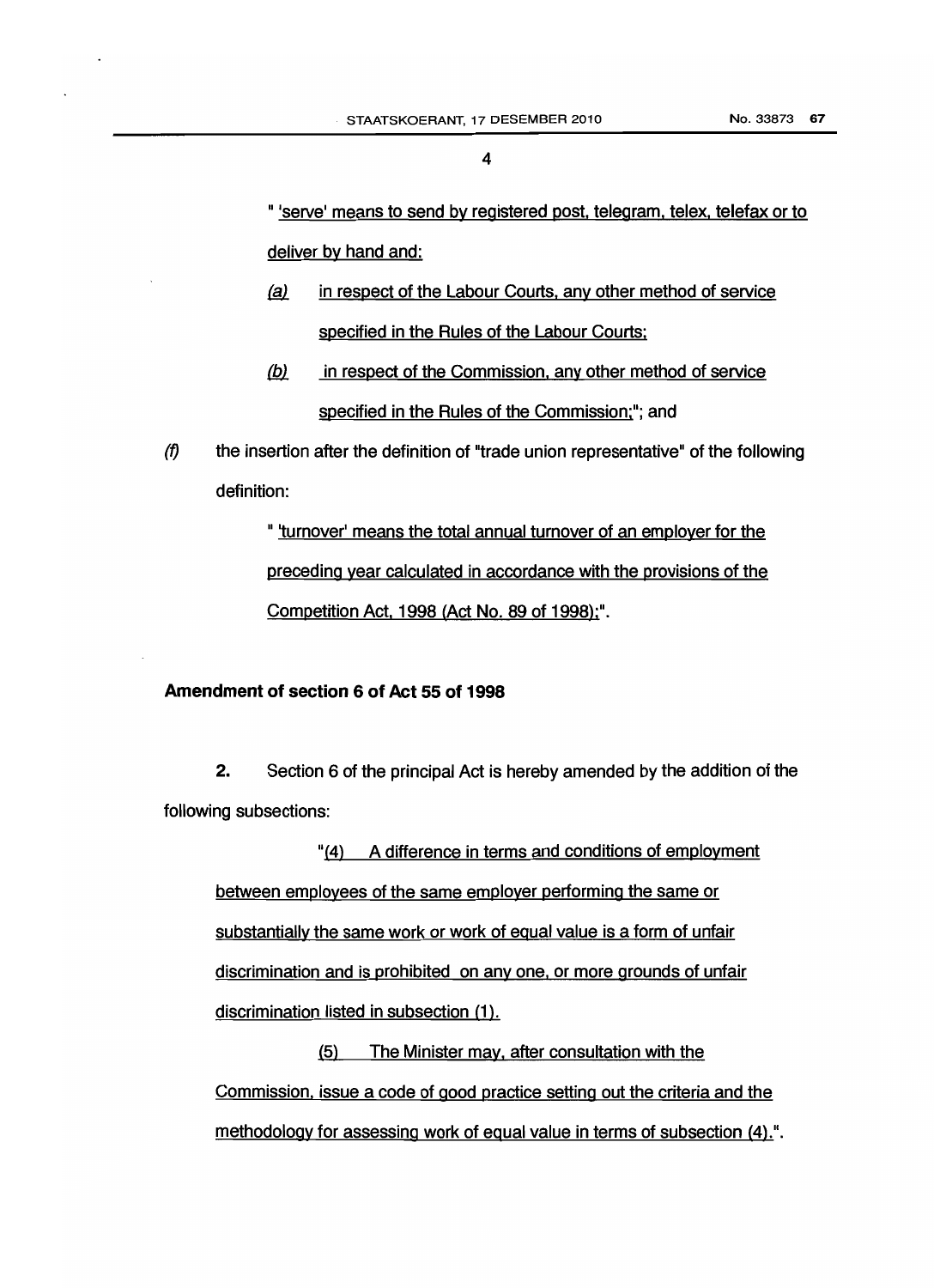" 'serve' means to send by registered post, telegram, telex, telefax or to deliver by hand and:

*(a)* in respect of the Labour Courts, any other method of service specified in the Rules of the Labour Courts;

*(b)* in respect of the Commission, any other method of service specified in the Rules of the Commission;"; and

*(f)* the insertion after the definition of "trade union representative" of the following definition:

" 'turnover' means the total annual turnover of an employer for the preceding year calculated in accordance with the provisions of the Competition Act, 1998 (Act No. 89 of 1998);".

**Amendment of section 6 of Act 55 of 1998**

**2.** Section 6 of the principal Act is hereby amended by the addition of the following subsections:

"(4) A difference in terms and conditions of employment between employees of the same employer performing the same or substantially the same work or work of equal value is a form of unfair discrimination and is prohibited on any one, or more grounds of unfair discrimination listed in subsection (1).

(5) The Minister may, after consultation with the Commission, issue a code of good practice setting out the criteria and the methodology for assessing work of equal value in terms of subsection (4).".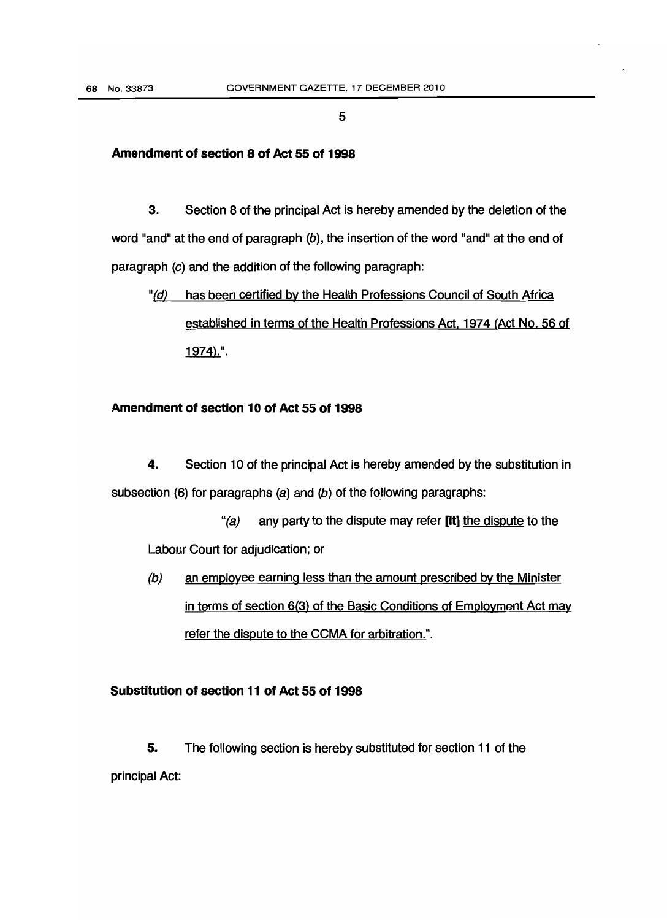5

**Amendment of section 8 of Act 55 of 1998**

**3.** Section 8 of the principal Act is hereby amended by the deletion of the word "and" at the end of paragraph *(b)*, the insertion of the word "and" at the end of paragraph *(c)* and the addition of the following paragraph:

> "*(d)* has been certified by the Health Professions Council of South Africa established in terms of the Health Professions Act, 1974 (Act No. 56 of 1974).".

**Amendment of section 10 of Act 55 of 1998**

**4.** Section 10 of the principal Act is hereby amended by the substitution in subsection (6) for paragraphs *(a)* and *(b)* of the following paragraphs:

> "*(a)* any party to the dispute may refer **[it]** the dispute to the Labour Court for adjudication; or
>
> *(b)* an employee earning less than the amount prescribed by the Minister in terms of section 6(3) of the Basic Conditions of Employment Act may refer the dispute to the CCMA for arbitration.".

**Substitution of section 11 of Act 55 of 1998**

**5.** The following section is hereby substituted for section 11 of the principal Act: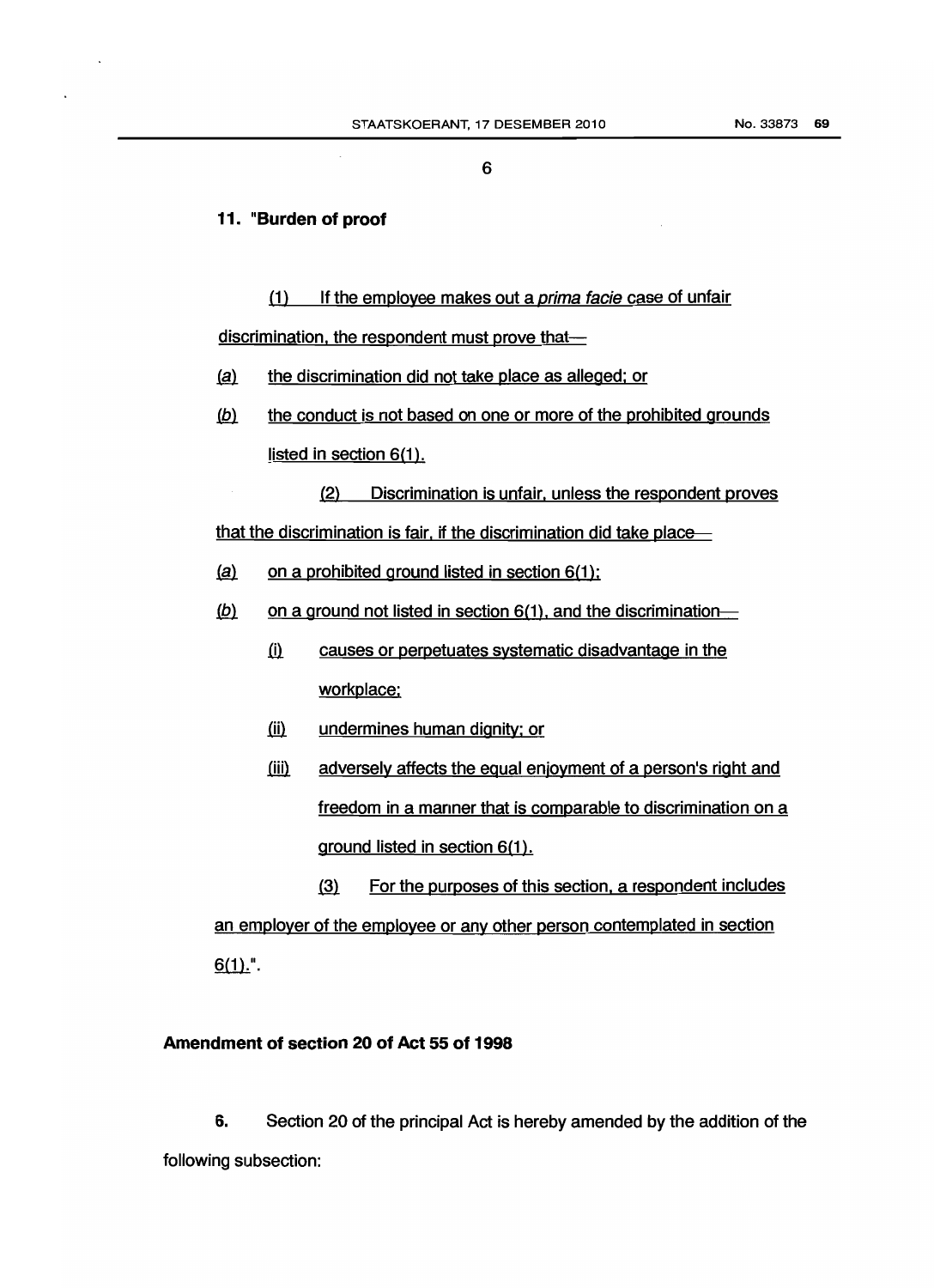6

**11. "Burden of proof**

(1) If the employee makes out a *prima facie* case of unfair discrimination, the respondent must prove that—

*(a)* the discrimination did not take place as alleged; or

*(b)* the conduct is not based on one or more of the prohibited grounds listed in section 6(1).

(2) Discrimination is unfair, unless the respondent proves that the discrimination is fair, if the discrimination did take place—

*(a)* on a prohibited ground listed in section 6(1);

*(b)* on a ground not listed in section 6(1), and the discrimination—

(i) causes or perpetuates systematic disadvantage in the workplace;

(ii) undermines human dignity; or

(iii) adversely affects the equal enjoyment of a person's right and freedom in a manner that is comparable to discrimination on a ground listed in section 6(1).

(3) For the purposes of this section, a respondent includes an employer of the employee or any other person contemplated in section 6(1).".

**Amendment of section 20 of Act 55 of 1998**

**6.** Section 20 of the principal Act is hereby amended by the addition of the following subsection: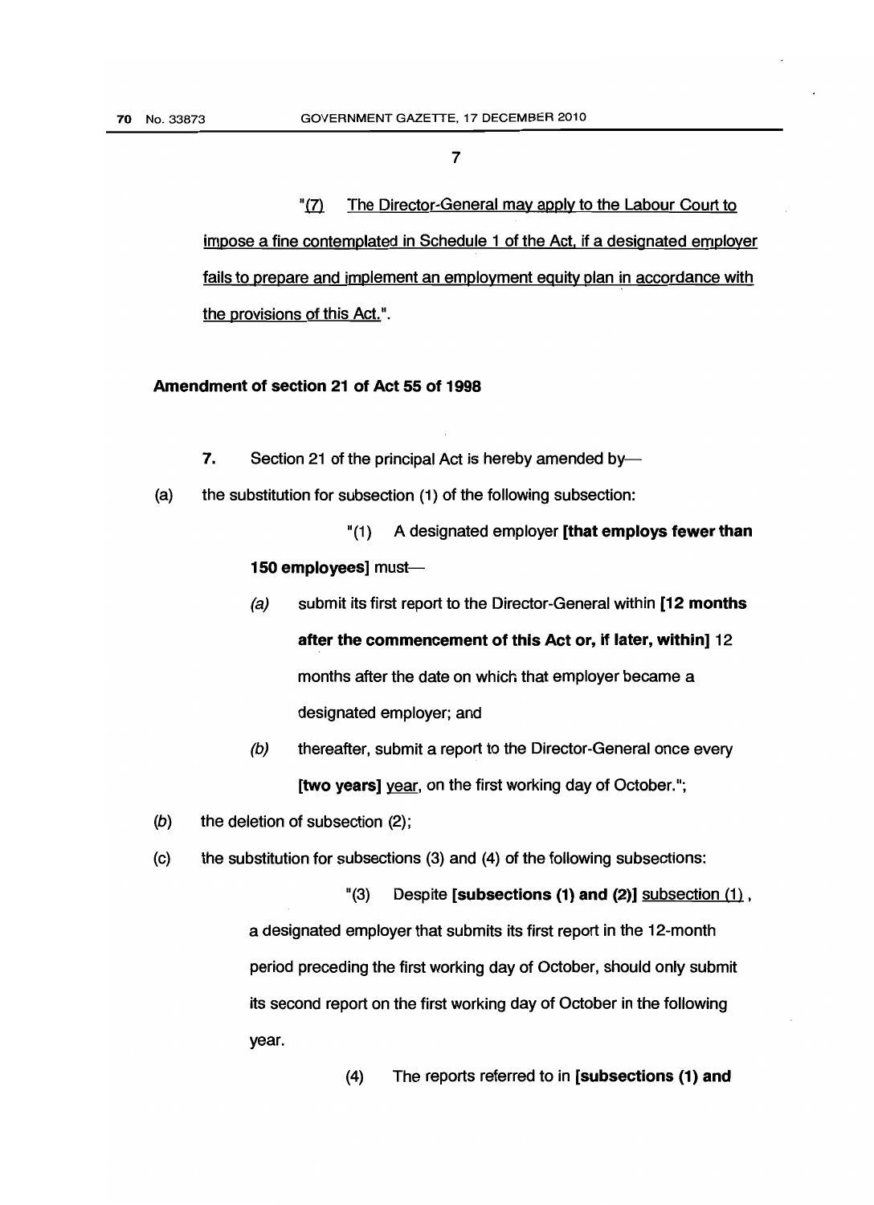7

"(7) The Director-General may apply to the Labour Court to impose a fine contemplated in Schedule 1 of the Act, if a designated employer fails to prepare and implement an employment equity plan in accordance with the provisions of this Act.".

**Amendment of section 21 of Act 55 of 1998**

**7.** Section 21 of the principal Act is hereby amended by—

(a) the substitution for subsection (1) of the following subsection:

"(1) A designated employer **[that employs fewer than 150 employees]** must—

*(a)* submit its first report to the Director-General within **[12 months after the commencement of this Act or, if later, within]** 12 months after the date on which that employer became a designated employer; and

*(b)* thereafter, submit a report to the Director-General once every **[two years]** year, on the first working day of October.";

*(b)* the deletion of subsection (2);

(c) the substitution for subsections (3) and (4) of the following subsections:

"(3) Despite **[subsections (1) and (2)]** subsection (1), a designated employer that submits its first report in the 12-month period preceding the first working day of October, should only submit its second report on the first working day of October in the following year.

(4) The reports referred to in **[subsections (1) and**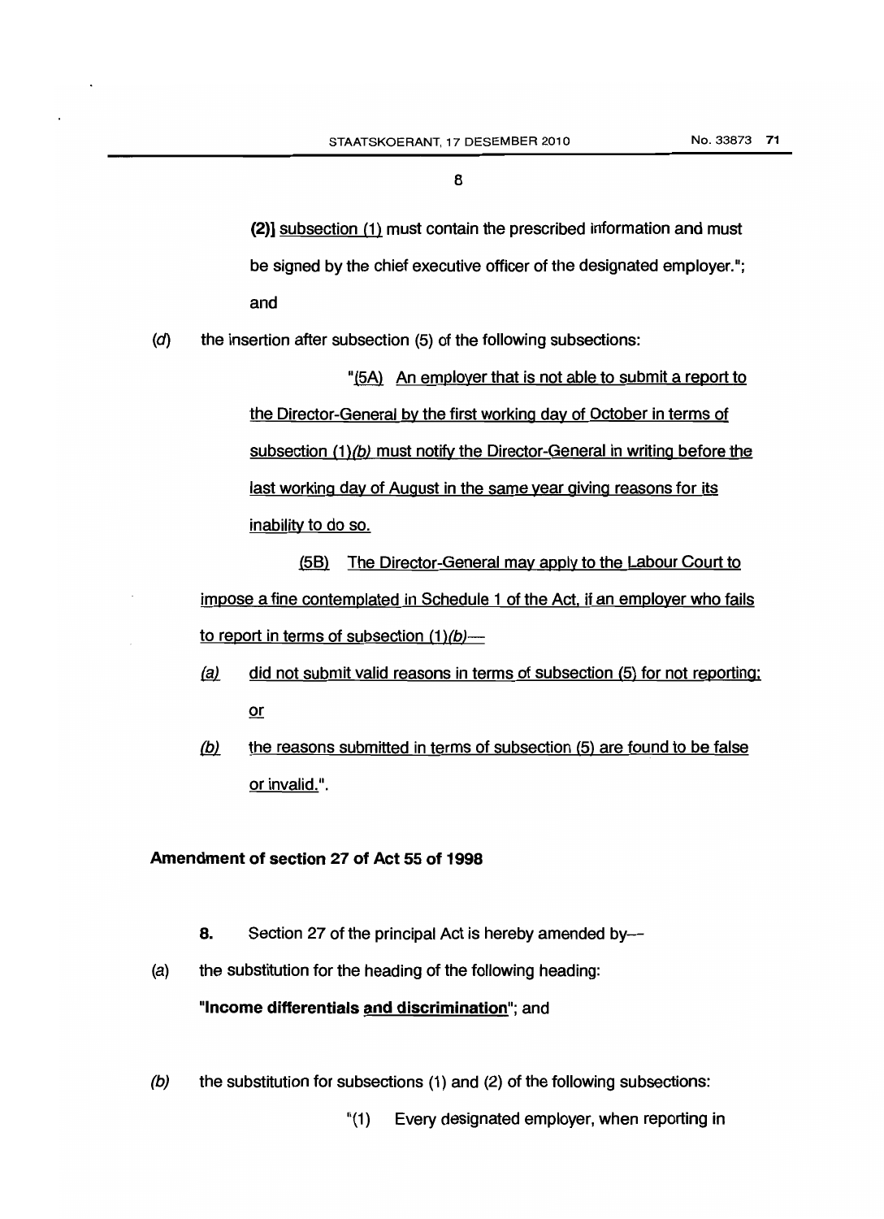**(2)]** <u>subsection (1)</u> must contain the prescribed information and must be signed by the chief executive officer of the designated employer."; and

(*d*) the insertion after subsection (5) of the following subsections:

"<u>(5A) An employer that is not able to submit a report to the Director-General by the first working day of October in terms of subsection (1)*(b)* must notify the Director-General in writing before the last working day of August in the same year giving reasons for its inability to do so.</u>

<u>(5B) The Director-General may apply to the Labour Court to impose a fine contemplated in Schedule 1 of the Act, if an employer who fails to report in terms of subsection (1)*(b)*—</u>

<u>*(a)* did not submit valid reasons in terms of subsection (5) for not reporting; or</u>

<u>*(b)* the reasons submitted in terms of subsection (5) are found to be false or invalid.</u>".

**Amendment of section 27 of Act 55 of 1998**

**8.** Section 27 of the principal Act is hereby amended by—

(a) the substitution for the heading of the following heading:

**"Income differentials <u>and discrimination</u>"**; and

*(b)* the substitution for subsections (1) and (2) of the following subsections:

"(1) Every designated employer, when reporting in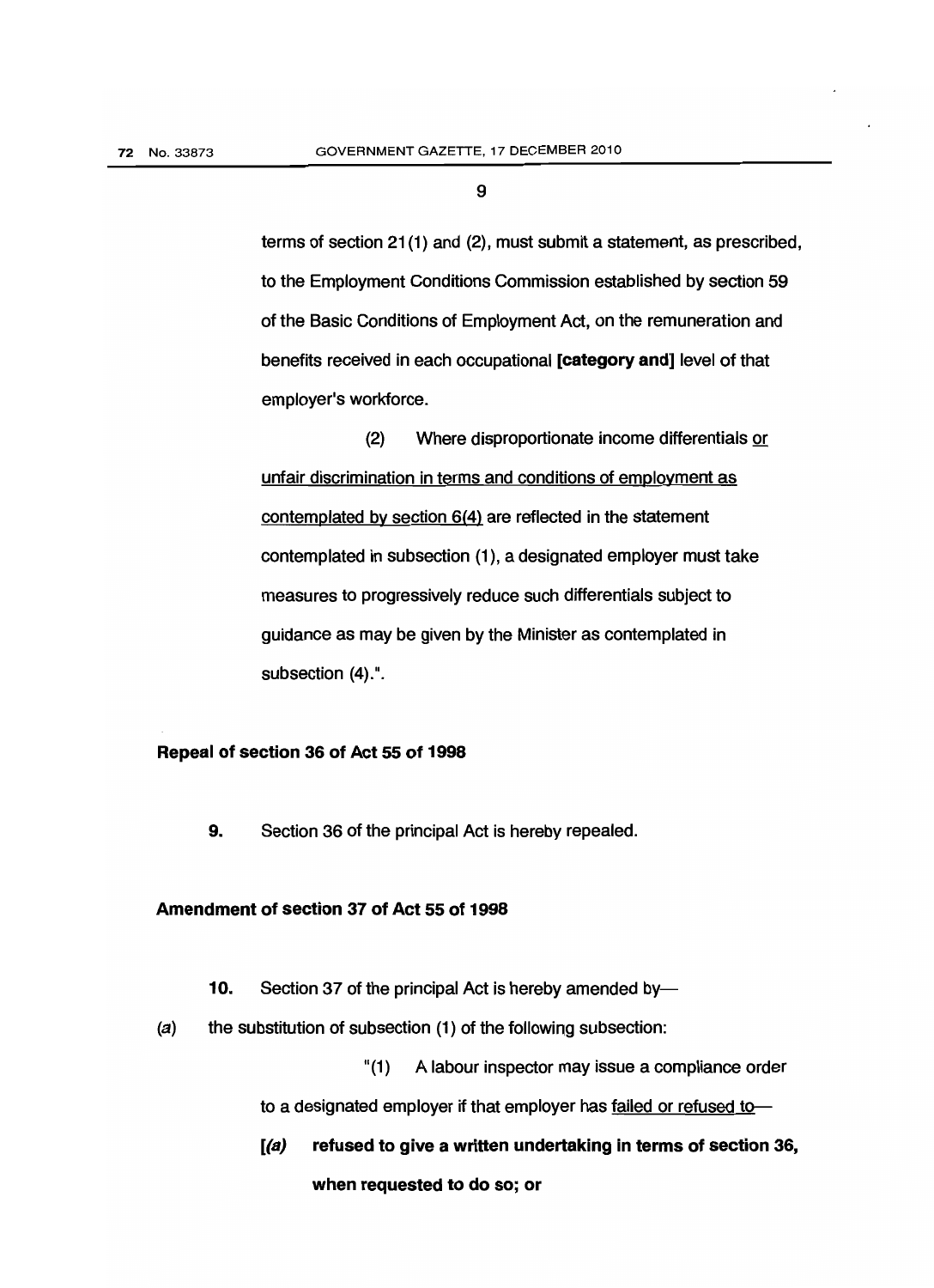terms of section 21(1) and (2), must submit a statement, as prescribed, to the Employment Conditions Commission established by section 59 of the Basic Conditions of Employment Act, on the remuneration and benefits received in each occupational **[category and]** level of that employer's workforce.

(2) Where disproportionate income differentials <u>or unfair discrimination in terms and conditions of employment as contemplated by section 6(4)</u> are reflected in the statement contemplated in subsection (1), a designated employer must take measures to progressively reduce such differentials subject to guidance as may be given by the Minister as contemplated in subsection (4).".

**Repeal of section 36 of Act 55 of 1998**

**9.** Section 36 of the principal Act is hereby repealed.

**Amendment of section 37 of Act 55 of 1998**

**10.** Section 37 of the principal Act is hereby amended by—

*(a)* the substitution of subsection (1) of the following subsection:

"(1) A labour inspector may issue a compliance order to a designated employer if that employer has <u>failed or refused to</u>—

**[*(a)* refused to give a written undertaking in terms of section 36, when requested to do so; or**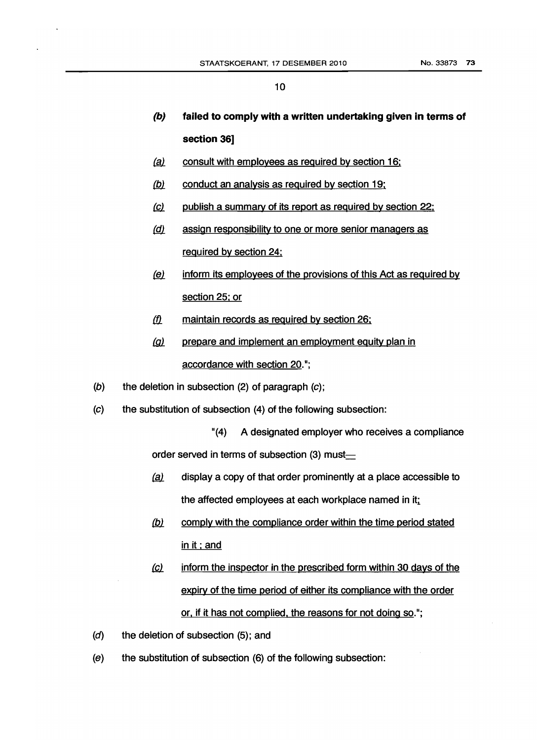**(b) failed to comply with a written undertaking given in terms of section 36]**

(a) consult with employees as required by section 16;

(b) conduct an analysis as required by section 19;

(c) publish a summary of its report as required by section 22;

(d) assign responsibility to one or more senior managers as required by section 24;

(e) inform its employees of the provisions of this Act as required by section 25; or

(f) maintain records as required by section 26;

(g) prepare and implement an employment equity plan in accordance with section 20.";

(b) the deletion in subsection (2) of paragraph (c);

(c) the substitution of subsection (4) of the following subsection:

"(4) A designated employer who receives a compliance order served in terms of subsection (3) must—

(a) display a copy of that order prominently at a place accessible to the affected employees at each workplace named in it;

(b) comply with the compliance order within the time period stated in it ; and

(c) inform the inspector in the prescribed form within 30 days of the expiry of the time period of either its compliance with the order or, if it has not complied, the reasons for not doing so.";

(d) the deletion of subsection (5); and

(e) the substitution of subsection (6) of the following subsection: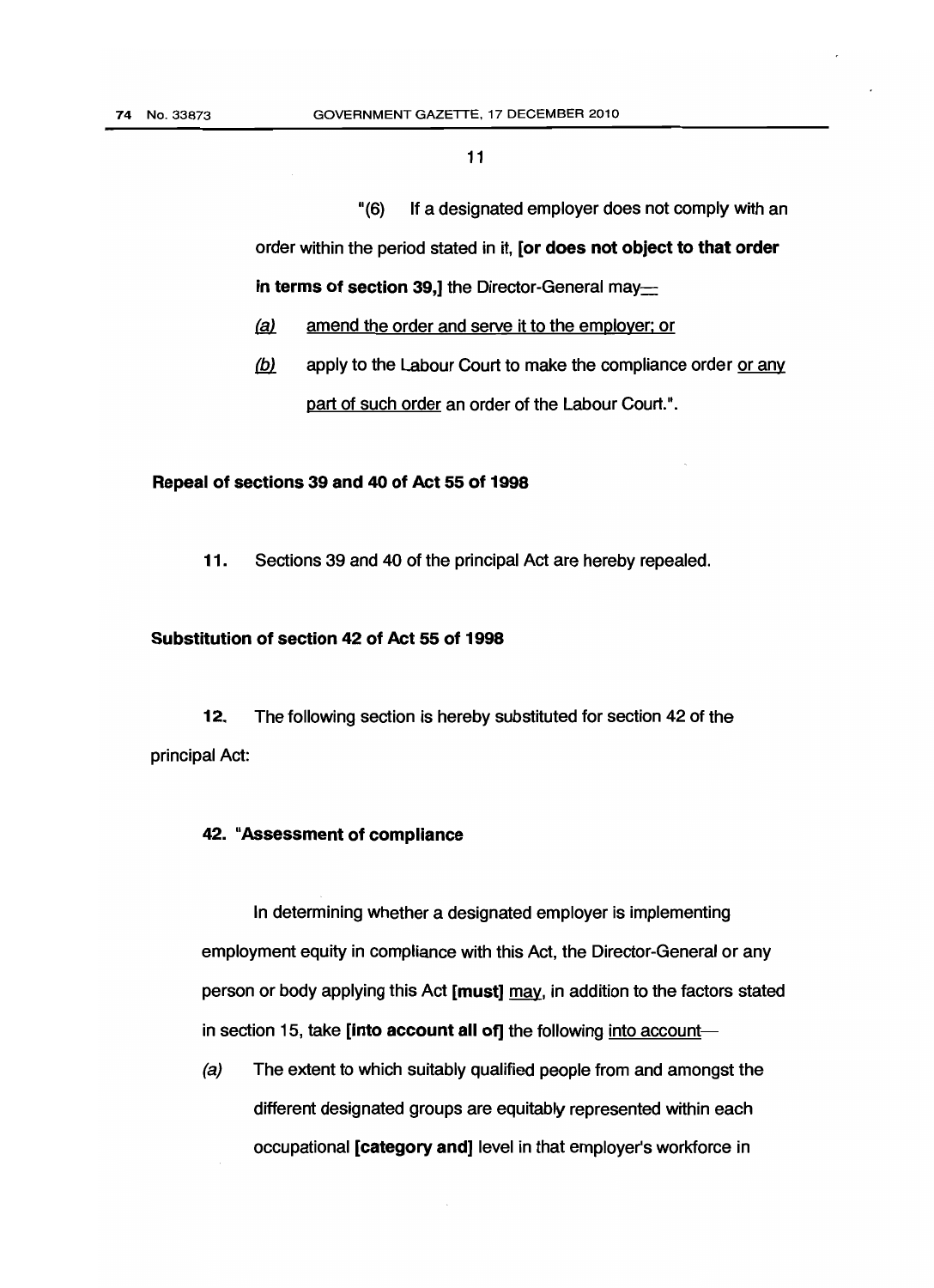"(6) If a designated employer does not comply with an order within the period stated in it, **[or does not object to that order in terms of section 39,]** the Director-General may—

*(a)* amend the order and serve it to the employer; or

*(b)* apply to the Labour Court to make the compliance order or any part of such order an order of the Labour Court.".

**Repeal of sections 39 and 40 of Act 55 of 1998**

**11.** Sections 39 and 40 of the principal Act are hereby repealed.

**Substitution of section 42 of Act 55 of 1998**

**12.** The following section is hereby substituted for section 42 of the principal Act:

**42. "Assessment of compliance**

In determining whether a designated employer is implementing employment equity in compliance with this Act, the Director-General or any person or body applying this Act **[must]** may, in addition to the factors stated in section 15, take **[into account all of]** the following into account—

*(a)* The extent to which suitably qualified people from and amongst the different designated groups are equitably represented within each occupational **[category and]** level in that employer's workforce in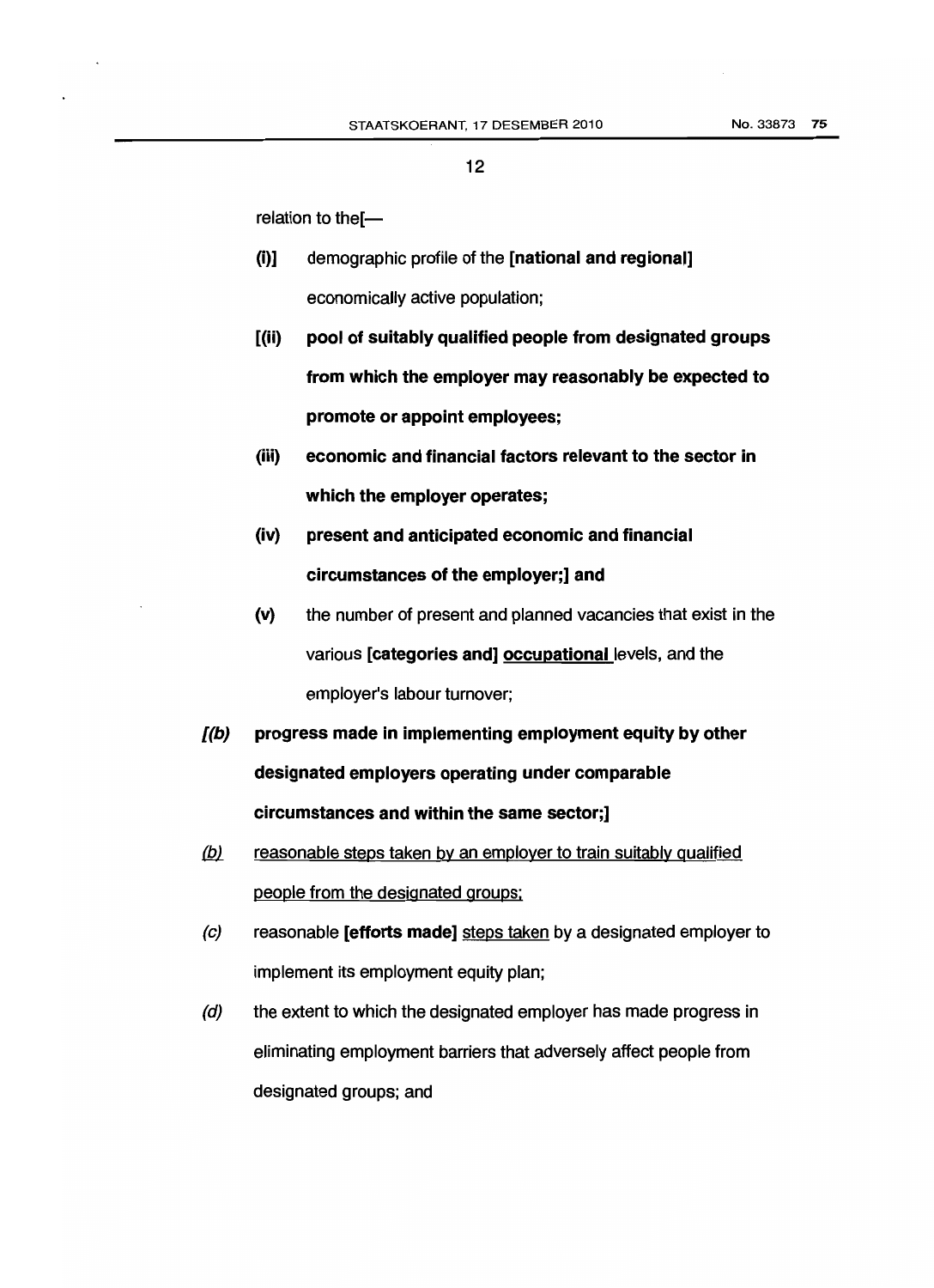relation to the[—

(i)] demographic profile of the **[national and regional]** economically active population;

**[(ii) pool of suitably qualified people from designated groups from which the employer may reasonably be expected to promote or appoint employees;**

**(iii) economic and financial factors relevant to the sector in which the employer operates;**

**(iv) present and anticipated economic and financial circumstances of the employer;] and**

**(v)** the number of present and planned vacancies that exist in the various **[categories and]** <u>**occupational**</u> levels, and the employer's labour turnover;

***[(b)*** **progress made in implementing employment equity by other designated employers operating under comparable circumstances and within the same sector;]**

<u>*(b)* reasonable steps taken by an employer to train suitably qualified people from the designated groups;</u>

*(c)* reasonable **[efforts made]** <u>steps taken</u> by a designated employer to implement its employment equity plan;

*(d)* the extent to which the designated employer has made progress in eliminating employment barriers that adversely affect people from designated groups; and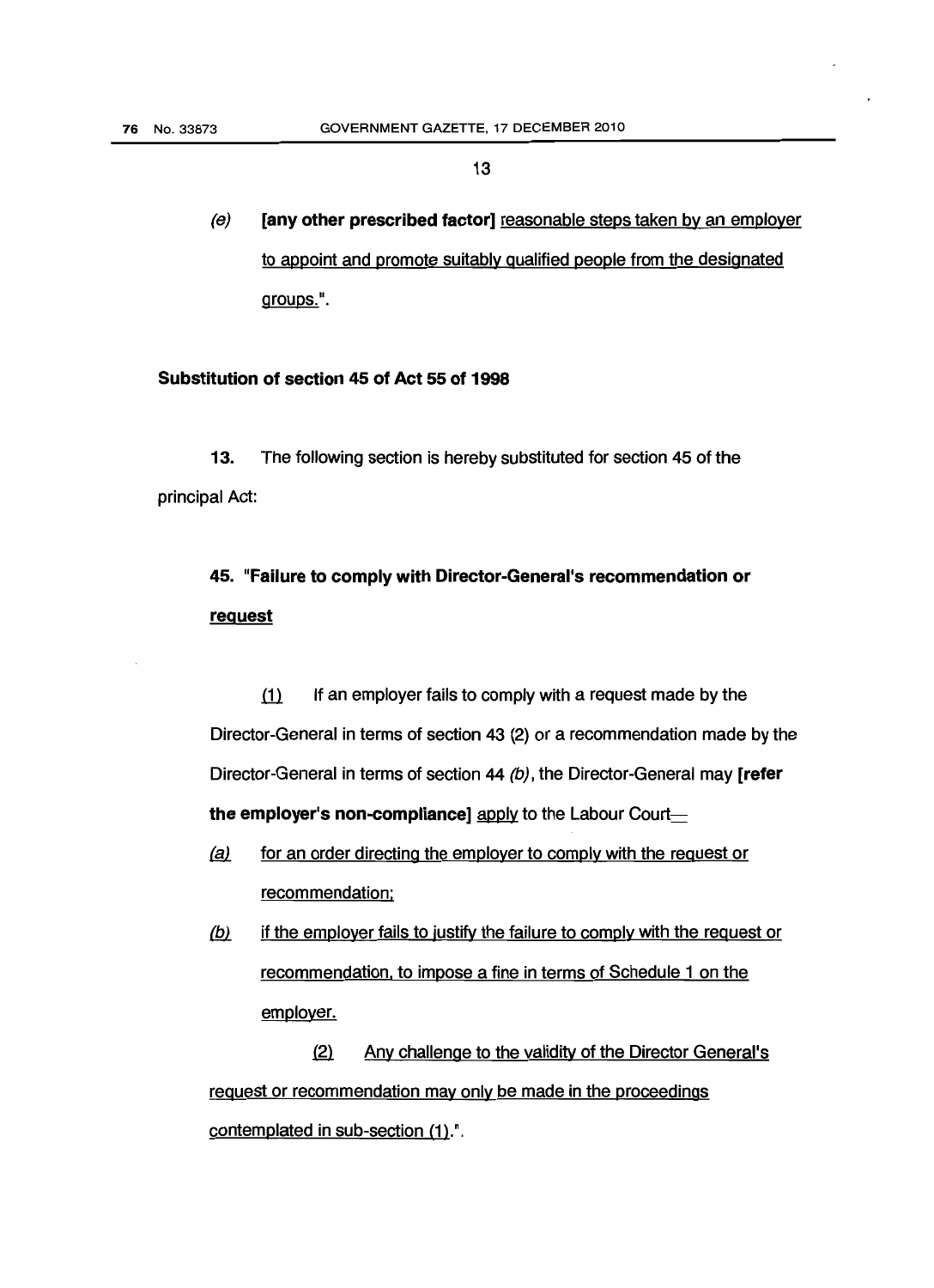13

*(e)* **[any other prescribed factor]** <u>reasonable steps taken by an employer to appoint and promote suitably qualified people from the designated groups.</u>".

**Substitution of section 45 of Act 55 of 1998**

**13.** The following section is hereby substituted for section 45 of the principal Act:

**45. "Failure to comply with Director-General's recommendation or <u>request</u>**

<u>(1)</u> If an employer fails to comply with a request made by the Director-General in terms of section 43 (2) or a recommendation made by the Director-General in terms of section 44 *(b)*, the Director-General may **[refer the employer's non-compliance]** <u>apply</u> to the Labour Court—

<u>*(a)*</u> <u>for an order directing the employer to comply with the request or recommendation;</u>

<u>*(b)*</u> <u>if the employer fails to justify the failure to comply with the request or recommendation, to impose a fine in terms of Schedule 1 on the employer.</u>

<u>(2)</u> <u>Any challenge to the validity of the Director General's request or recommendation may only be made in the proceedings contemplated in sub-section (1).</u>".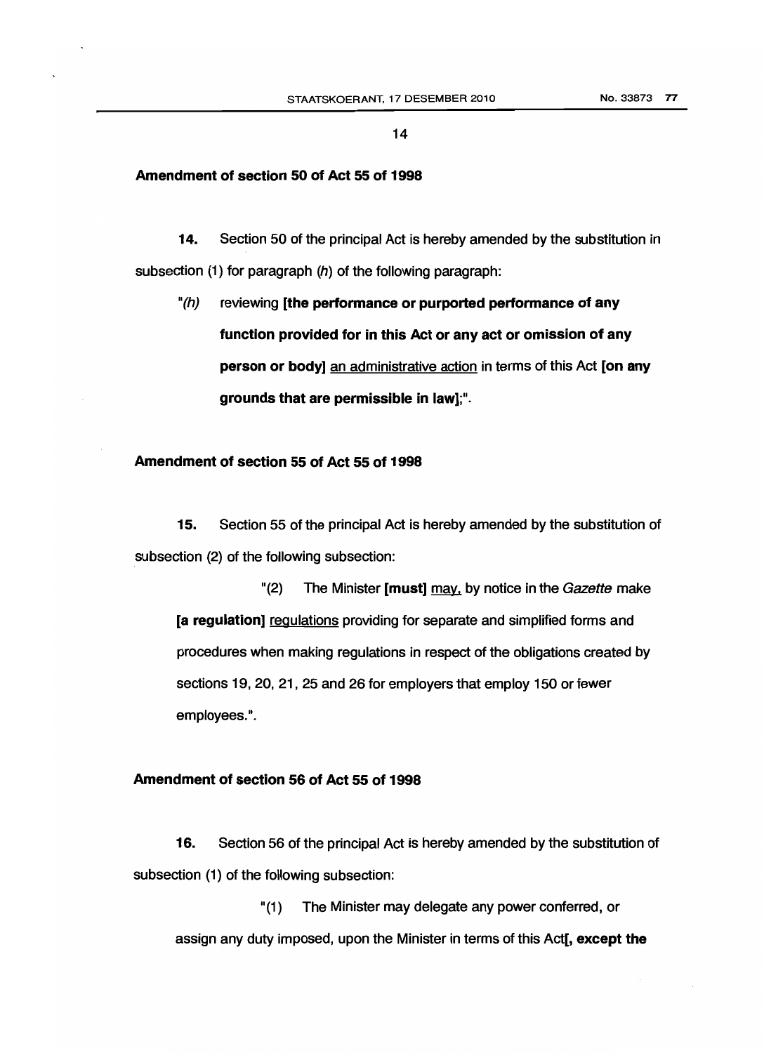14

**Amendment of section 50 of Act 55 of 1998**

**14.** Section 50 of the principal Act is hereby amended by the substitution in subsection (1) for paragraph *(h)* of the following paragraph:

"*(h)* reviewing **[the performance or purported performance of any function provided for in this Act or any act or omission of any person or body]** <u>an administrative action</u> in terms of this Act **[on any grounds that are permissible in law]**;".

**Amendment of section 55 of Act 55 of 1998**

**15.** Section 55 of the principal Act is hereby amended by the substitution of subsection (2) of the following subsection:

"(2) The Minister **[must]** <u>may,</u> by notice in the *Gazette* make **[a regulation]** <u>regulations</u> providing for separate and simplified forms and procedures when making regulations in respect of the obligations created by sections 19, 20, 21, 25 and 26 for employers that employ 150 or fewer employees.".

**Amendment of section 56 of Act 55 of 1998**

**16.** Section 56 of the principal Act is hereby amended by the substitution of subsection (1) of the following subsection:

"(1) The Minister may delegate any power conferred, or assign any duty imposed, upon the Minister in terms of this Act**[, except the**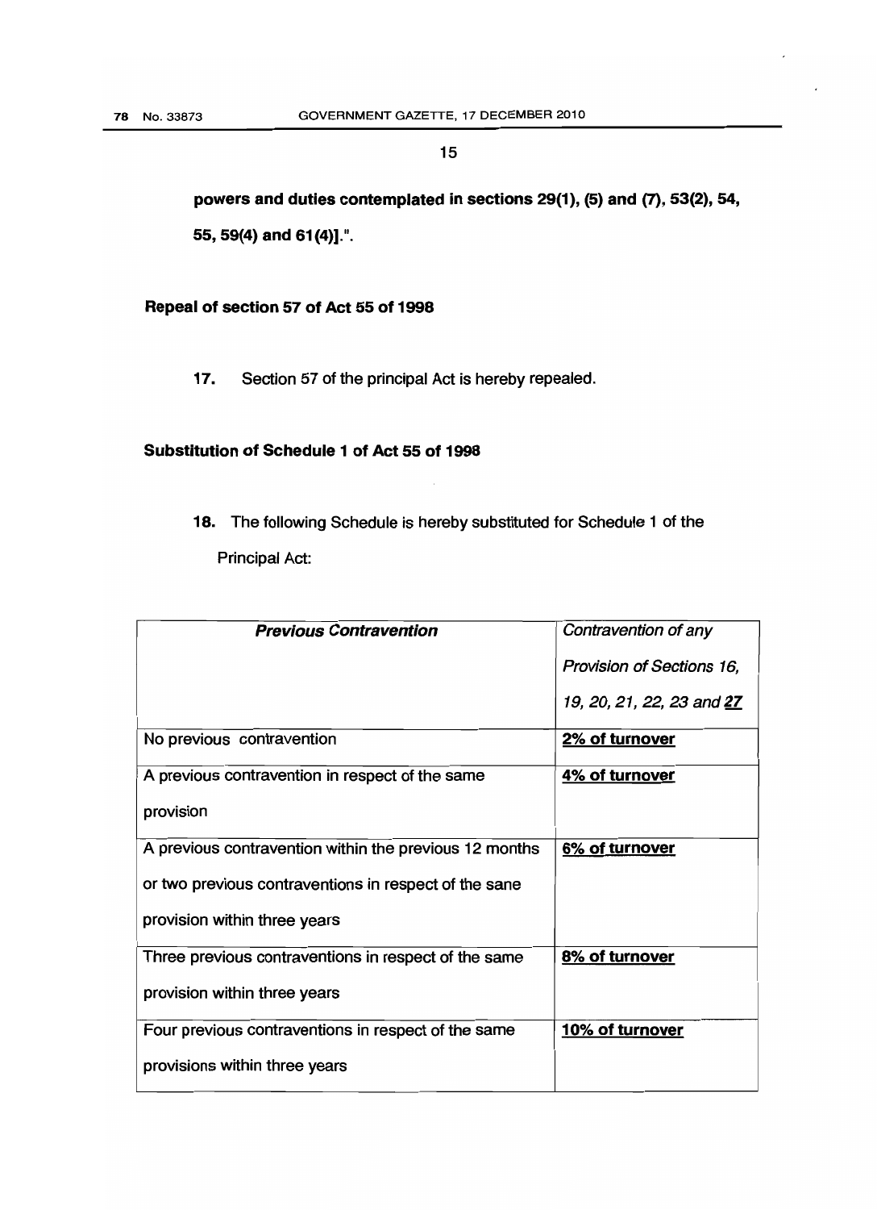**powers and duties contemplated in sections 29(1), (5) and (7), 53(2), 54, 55, 59(4) and 61(4)].".**

**Repeal of section 57 of Act 55 of 1998**

**17.** Section 57 of the principal Act is hereby repealed.

**Substitution of Schedule 1 of Act 55 of 1998**

**18.** The following Schedule is hereby substituted for Schedule 1 of the Principal Act:

| ***Previous Contravention*** | *Contravention of any Provision of Sections 16, 19, 20, 21, 22, 23 and **<u>27</u>*** |
|---|---|
| No previous contravention | **<u>2% of turnover</u>** |
| A previous contravention in respect of the same provision | **<u>4% of turnover</u>** |
| A previous contravention within the previous 12 months or two previous contraventions in respect of the sane provision within three years | **<u>6% of turnover</u>** |
| Three previous contraventions in respect of the same provision within three years | **<u>8% of turnover</u>** |
| Four previous contraventions in respect of the same provisions within three years | **<u>10% of turnover</u>** |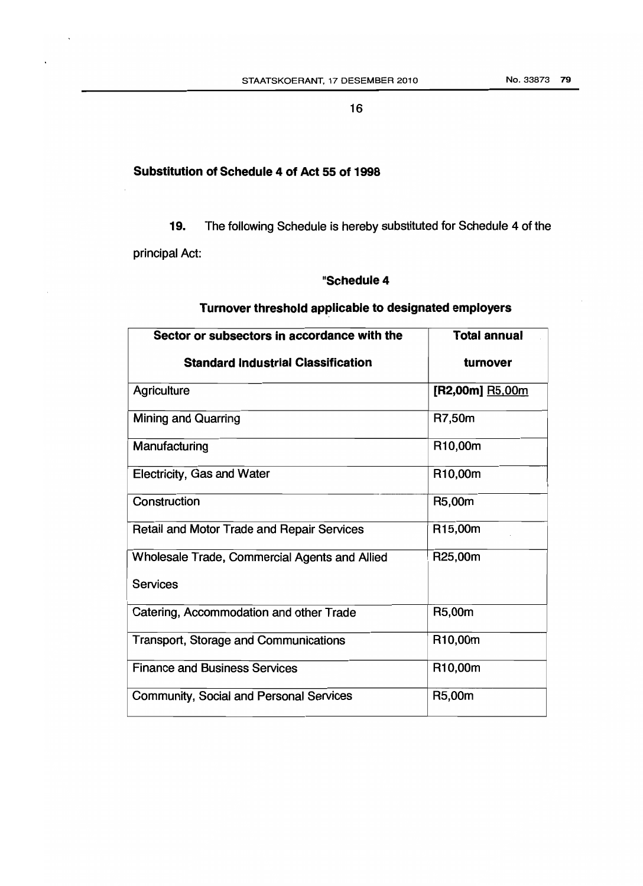## Substitution of Schedule 4 of Act 55 of 1998

**19.** The following Schedule is hereby substituted for Schedule 4 of the principal Act:

### "Schedule 4

### Turnover threshold applicable to designated employers

| Sector or subsectors in accordance with the Standard Industrial Classification | Total annual turnover |
|---|---|
| Agriculture | **[R2,00m]** <u>R5,00m</u> |
| Mining and Quarring | R7,50m |
| Manufacturing | R10,00m |
| Electricity, Gas and Water | R10,00m |
| Construction | R5,00m |
| Retail and Motor Trade and Repair Services | R15,00m |
| Wholesale Trade, Commercial Agents and Allied Services | R25,00m |
| Catering, Accommodation and other Trade | R5,00m |
| Transport, Storage and Communications | R10,00m |
| Finance and Business Services | R10,00m |
| Community, Social and Personal Services | R5,00m |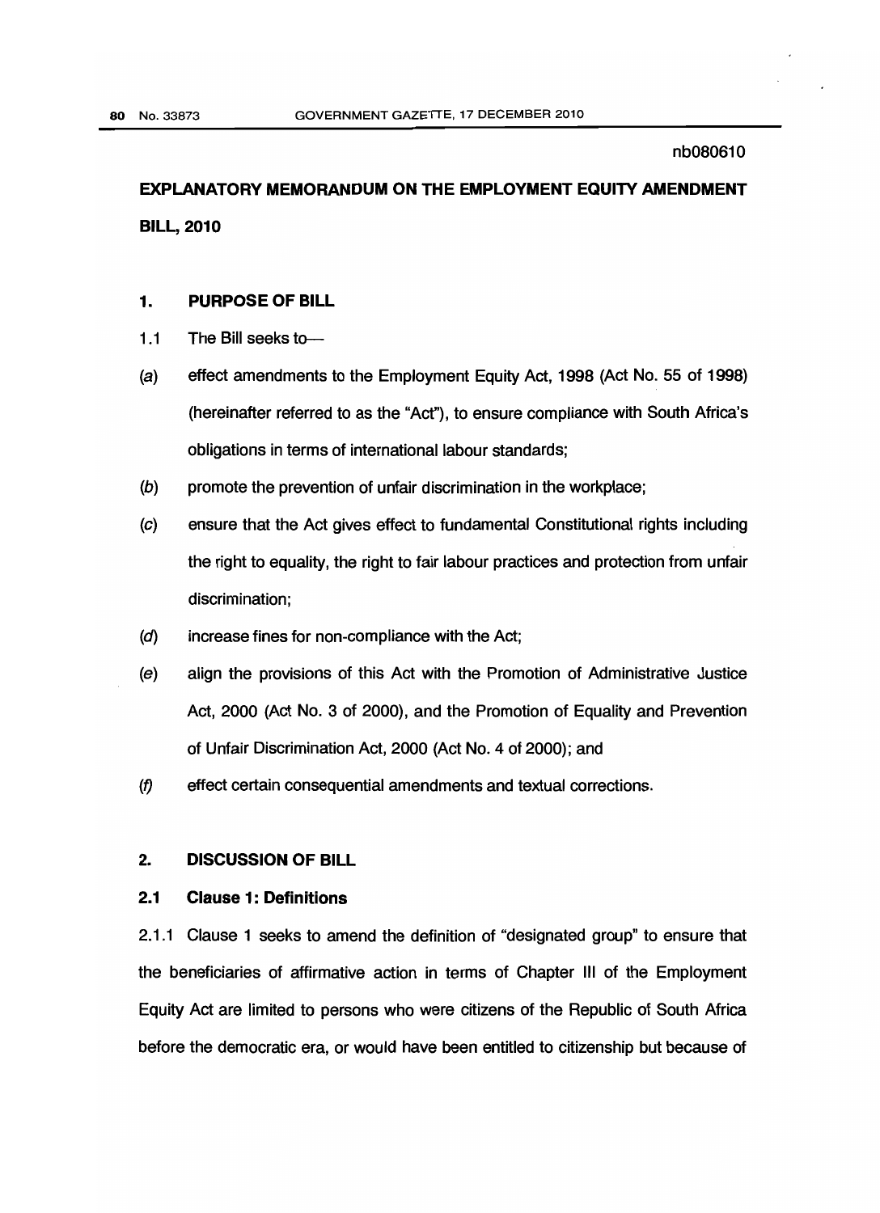nb080610

# EXPLANATORY MEMORANDUM ON THE EMPLOYMENT EQUITY AMENDMENT BILL, 2010

## 1. PURPOSE OF BILL

1.1 The Bill seeks to—

(*a*) effect amendments to the Employment Equity Act, 1998 (Act No. 55 of 1998) (hereinafter referred to as the "Act"), to ensure compliance with South Africa's obligations in terms of international labour standards;

(*b*) promote the prevention of unfair discrimination in the workplace;

(*c*) ensure that the Act gives effect to fundamental Constitutional rights including the right to equality, the right to fair labour practices and protection from unfair discrimination;

(*d*) increase fines for non-compliance with the Act;

(*e*) align the provisions of this Act with the Promotion of Administrative Justice Act, 2000 (Act No. 3 of 2000), and the Promotion of Equality and Prevention of Unfair Discrimination Act, 2000 (Act No. 4 of 2000); and

(*f*) effect certain consequential amendments and textual corrections.

## 2. DISCUSSION OF BILL

### 2.1 Clause 1: Definitions

2.1.1 Clause 1 seeks to amend the definition of "designated group" to ensure that the beneficiaries of affirmative action in terms of Chapter III of the Employment Equity Act are limited to persons who were citizens of the Republic of South Africa before the democratic era, or would have been entitled to citizenship but because of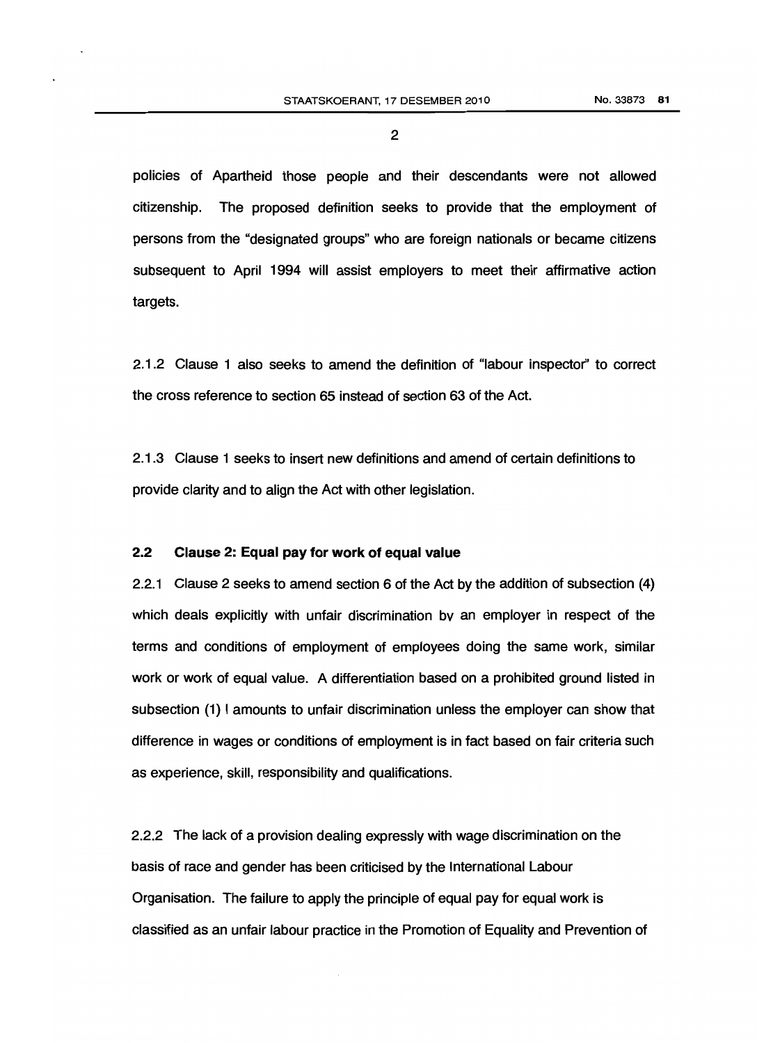policies of Apartheid those people and their descendants were not allowed citizenship. The proposed definition seeks to provide that the employment of persons from the "designated groups" who are foreign nationals or became citizens subsequent to April 1994 will assist employers to meet their affirmative action targets.

2.1.2 Clause 1 also seeks to amend the definition of "labour inspector" to correct the cross reference to section 65 instead of section 63 of the Act.

2.1.3 Clause 1 seeks to insert new definitions and amend of certain definitions to provide clarity and to align the Act with other legislation.

### 2.2 Clause 2: Equal pay for work of equal value

2.2.1 Clause 2 seeks to amend section 6 of the Act by the addition of subsection (4) which deals explicitly with unfair discrimination bv an employer in respect of the terms and conditions of employment of employees doing the same work, similar work or work of equal value. A differentiation based on a prohibited ground listed in subsection (1) I amounts to unfair discrimination unless the employer can show that difference in wages or conditions of employment is in fact based on fair criteria such as experience, skill, responsibility and qualifications.

2.2.2 The lack of a provision dealing expressly with wage discrimination on the basis of race and gender has been criticised by the International Labour Organisation. The failure to apply the principle of equal pay for equal work is classified as an unfair labour practice in the Promotion of Equality and Prevention of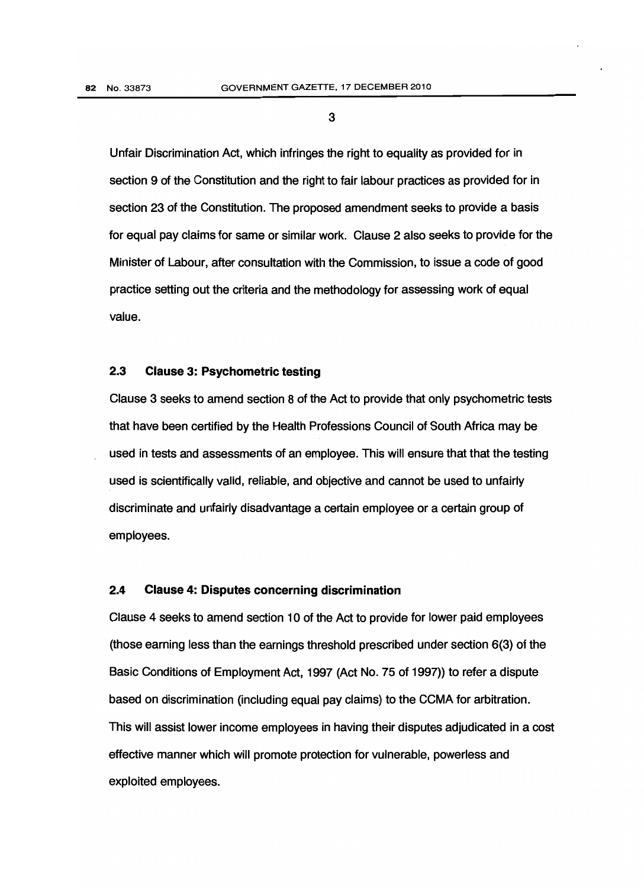Unfair Discrimination Act, which infringes the right to equality as provided for in section 9 of the Constitution and the right to fair labour practices as provided for in section 23 of the Constitution. The proposed amendment seeks to provide a basis for equal pay claims for same or similar work. Clause 2 also seeks to provide for the Minister of Labour, after consultation with the Commission, to issue a code of good practice setting out the criteria and the methodology for assessing work of equal value.

### 2.3 Clause 3: Psychometric testing

Clause 3 seeks to amend section 8 of the Act to provide that only psychometric tests that have been certified by the Health Professions Council of South Africa may be used in tests and assessments of an employee. This will ensure that that the testing used is scientifically valid, reliable, and objective and cannot be used to unfairly discriminate and unfairly disadvantage a certain employee or a certain group of employees.

### 2.4 Clause 4: Disputes concerning discrimination

Clause 4 seeks to amend section 10 of the Act to provide for lower paid employees (those earning less than the earnings threshold prescribed under section 6(3) of the Basic Conditions of Employment Act, 1997 (Act No. 75 of 1997)) to refer a dispute based on discrimination (including equal pay claims) to the CCMA for arbitration. This will assist lower income employees in having their disputes adjudicated in a cost effective manner which will promote protection for vulnerable, powerless and exploited employees.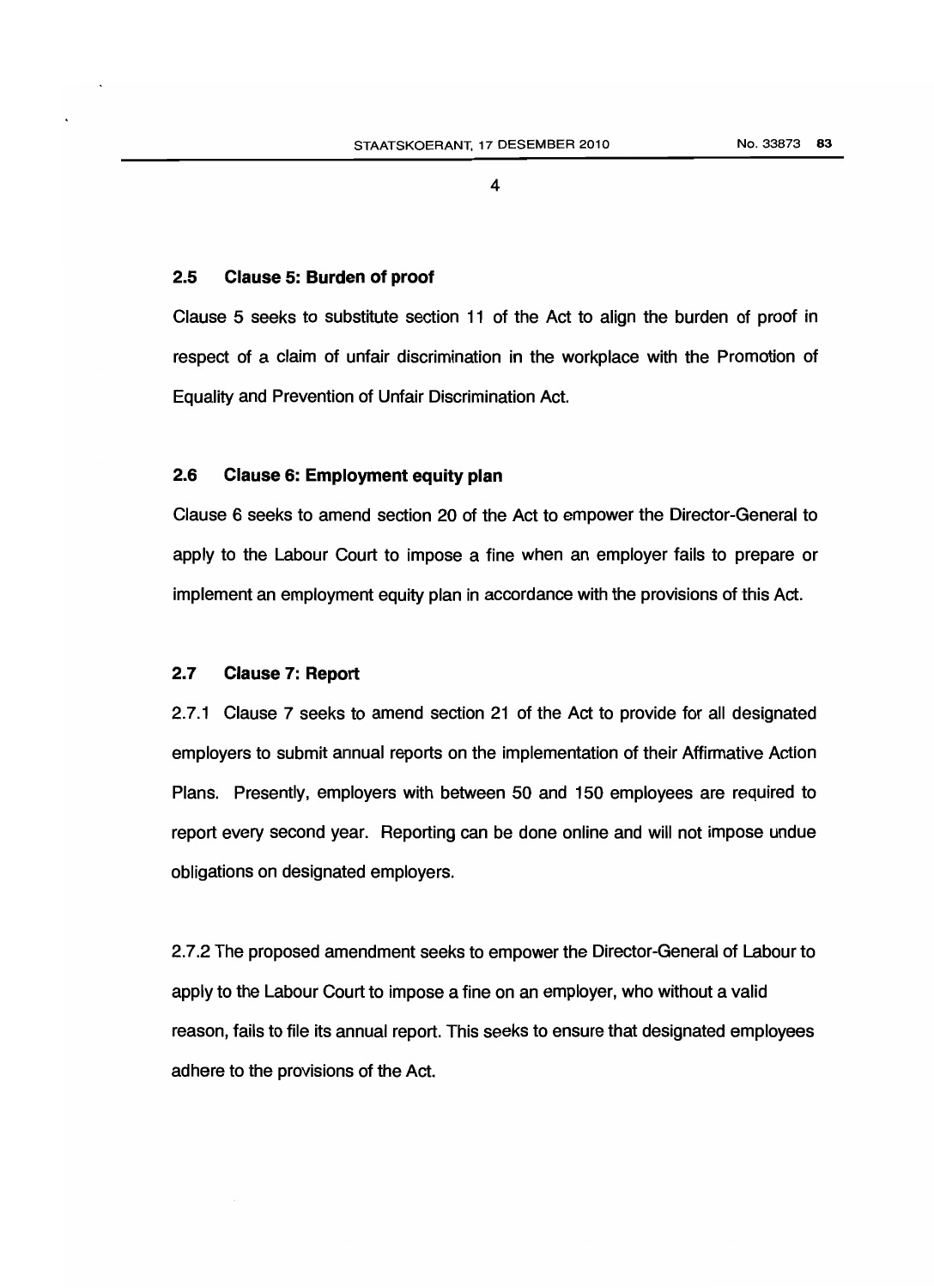### 2.5 Clause 5: Burden of proof

Clause 5 seeks to substitute section 11 of the Act to align the burden of proof in respect of a claim of unfair discrimination in the workplace with the Promotion of Equality and Prevention of Unfair Discrimination Act.

### 2.6 Clause 6: Employment equity plan

Clause 6 seeks to amend section 20 of the Act to empower the Director-General to apply to the Labour Court to impose a fine when an employer fails to prepare or implement an employment equity plan in accordance with the provisions of this Act.

### 2.7 Clause 7: Report

2.7.1 Clause 7 seeks to amend section 21 of the Act to provide for all designated employers to submit annual reports on the implementation of their Affirmative Action Plans. Presently, employers with between 50 and 150 employees are required to report every second year. Reporting can be done online and will not impose undue obligations on designated employers.

2.7.2 The proposed amendment seeks to empower the Director-General of Labour to apply to the Labour Court to impose a fine on an employer, who without a valid reason, fails to file its annual report. This seeks to ensure that designated employees adhere to the provisions of the Act.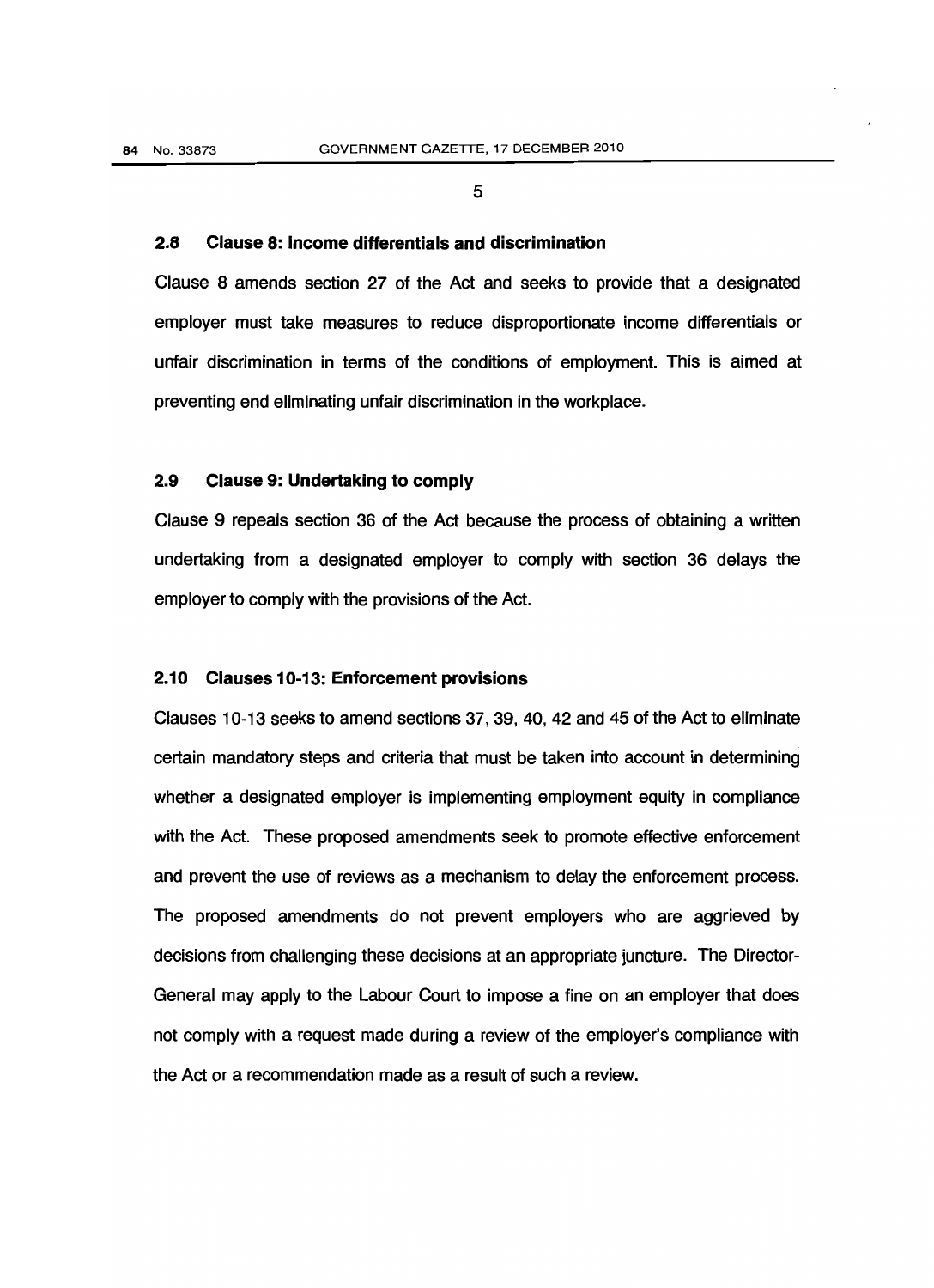### 2.8 Clause 8: Income differentials and discrimination

Clause 8 amends section 27 of the Act and seeks to provide that a designated employer must take measures to reduce disproportionate income differentials or unfair discrimination in terms of the conditions of employment. This is aimed at preventing end eliminating unfair discrimination in the workplace.

### 2.9 Clause 9: Undertaking to comply

Clause 9 repeals section 36 of the Act because the process of obtaining a written undertaking from a designated employer to comply with section 36 delays the employer to comply with the provisions of the Act.

### 2.10 Clauses 10-13: Enforcement provisions

Clauses 10-13 seeks to amend sections 37, 39, 40, 42 and 45 of the Act to eliminate certain mandatory steps and criteria that must be taken into account in determining whether a designated employer is implementing employment equity in compliance with the Act. These proposed amendments seek to promote effective enforcement and prevent the use of reviews as a mechanism to delay the enforcement process. The proposed amendments do not prevent employers who are aggrieved by decisions from challenging these decisions at an appropriate juncture. The Director-General may apply to the Labour Court to impose a fine on an employer that does not comply with a request made during a review of the employer's compliance with the Act or a recommendation made as a result of such a review.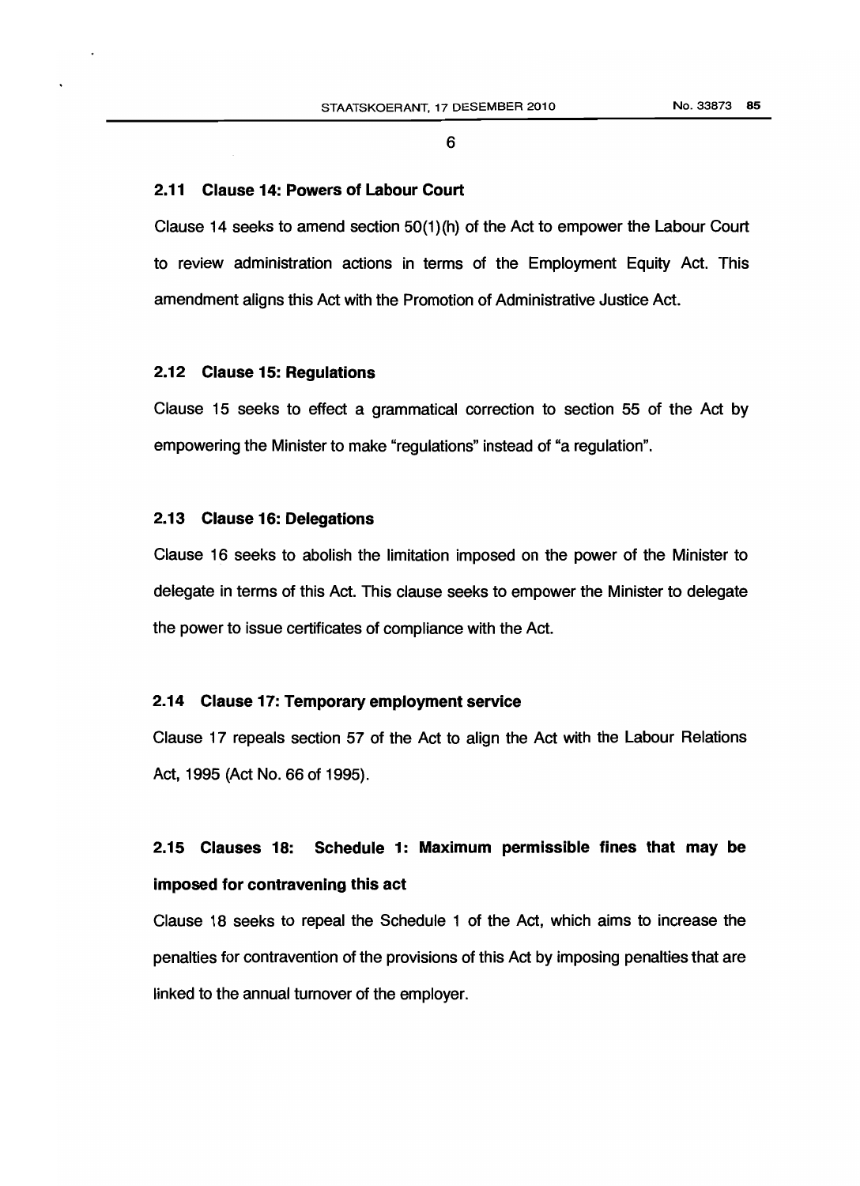### 2.11 Clause 14: Powers of Labour Court

Clause 14 seeks to amend section 50(1)(h) of the Act to empower the Labour Court to review administration actions in terms of the Employment Equity Act. This amendment aligns this Act with the Promotion of Administrative Justice Act.

### 2.12 Clause 15: Regulations

Clause 15 seeks to effect a grammatical correction to section 55 of the Act by empowering the Minister to make "regulations" instead of "a regulation".

### 2.13 Clause 16: Delegations

Clause 16 seeks to abolish the limitation imposed on the power of the Minister to delegate in terms of this Act. This clause seeks to empower the Minister to delegate the power to issue certificates of compliance with the Act.

### 2.14 Clause 17: Temporary employment service

Clause 17 repeals section 57 of the Act to align the Act with the Labour Relations Act, 1995 (Act No. 66 of 1995).

### 2.15 Clauses 18: Schedule 1: Maximum permissible fines that may be imposed for contravening this act

Clause 18 seeks to repeal the Schedule 1 of the Act, which aims to increase the penalties for contravention of the provisions of this Act by imposing penalties that are linked to the annual turnover of the employer.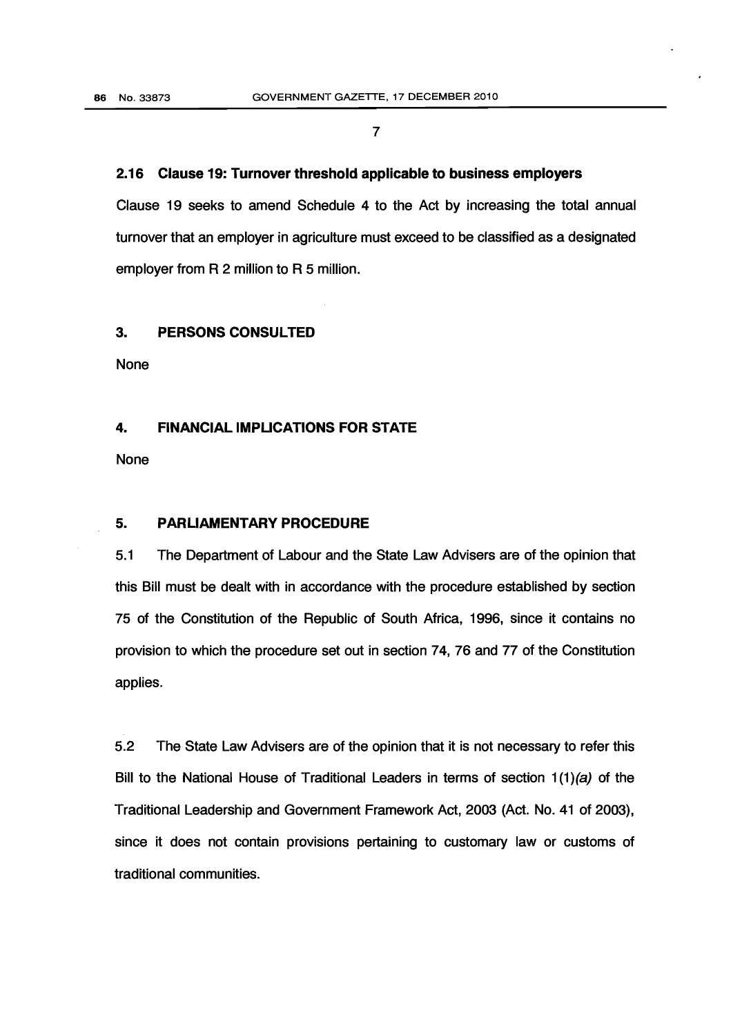### 2.16 Clause 19: Turnover threshold applicable to business employers

Clause 19 seeks to amend Schedule 4 to the Act by increasing the total annual turnover that an employer in agriculture must exceed to be classified as a designated employer from R 2 million to R 5 million.

## 3. PERSONS CONSULTED

None

## 4. FINANCIAL IMPLICATIONS FOR STATE

None

## 5. PARLIAMENTARY PROCEDURE

5.1 The Department of Labour and the State Law Advisers are of the opinion that this Bill must be dealt with in accordance with the procedure established by section 75 of the Constitution of the Republic of South Africa, 1996, since it contains no provision to which the procedure set out in section 74, 76 and 77 of the Constitution applies.

5.2 The State Law Advisers are of the opinion that it is not necessary to refer this Bill to the National House of Traditional Leaders in terms of section 1(1)*(a)* of the Traditional Leadership and Government Framework Act, 2003 (Act. No. 41 of 2003), since it does not contain provisions pertaining to customary law or customs of traditional communities.